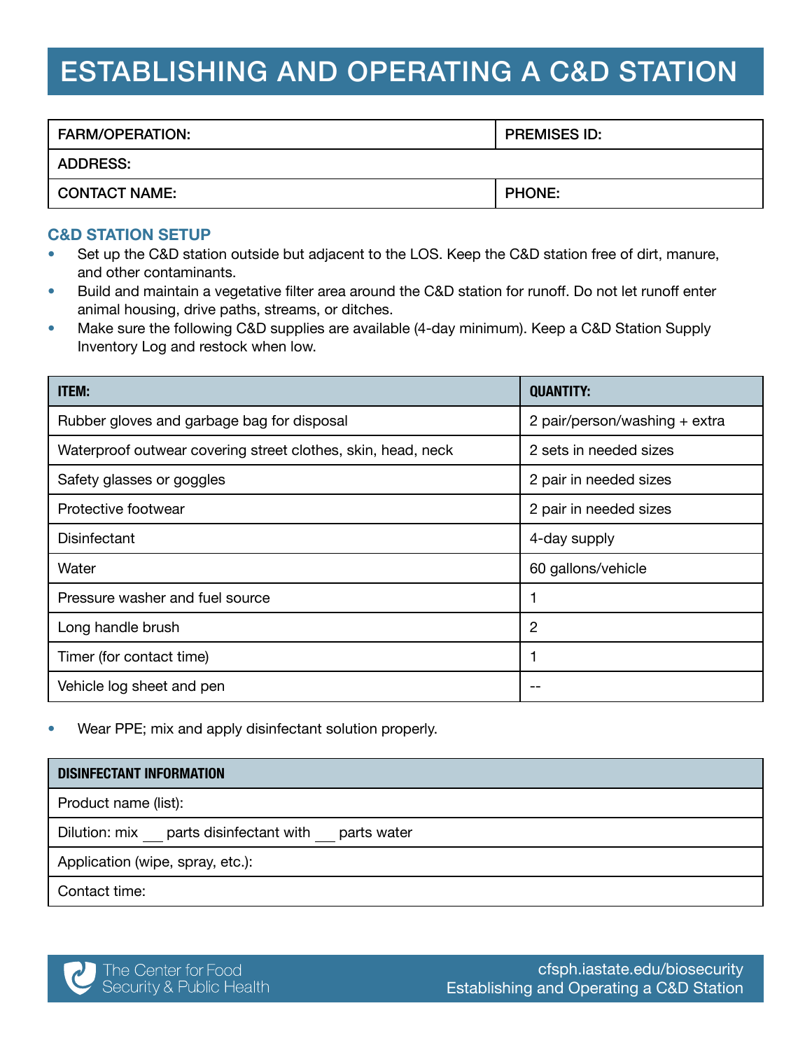# ESTABLISHING AND OPERATING A C&D STATION

| FARM/OPERATION: | PREMISES ID: |
|---|---|
| ADDRESS: | |
| CONTACT NAME: | PHONE: |

## C&D STATION SETUP

- Set up the C&D station outside but adjacent to the LOS. Keep the C&D station free of dirt, manure, and other contaminants.
- Build and maintain a vegetative filter area around the C&D station for runoff. Do not let runoff enter animal housing, drive paths, streams, or ditches.
- Make sure the following C&D supplies are available (4-day minimum). Keep a C&D Station Supply Inventory Log and restock when low.

| ITEM: | QUANTITY: |
|---|---|
| Rubber gloves and garbage bag for disposal | 2 pair/person/washing + extra |
| Waterproof outwear covering street clothes, skin, head, neck | 2 sets in needed sizes |
| Safety glasses or goggles | 2 pair in needed sizes |
| Protective footwear | 2 pair in needed sizes |
| Disinfectant | 4-day supply |
| Water | 60 gallons/vehicle |
| Pressure washer and fuel source | 1 |
| Long handle brush | 2 |
| Timer (for contact time) | 1 |
| Vehicle log sheet and pen | -- |

- Wear PPE; mix and apply disinfectant solution properly.

| DISINFECTANT INFORMATION |
|---|
| Product name (list): |
| Dilution: mix ___ parts disinfectant with ___ parts water |
| Application (wipe, spray, etc.): |
| Contact time: |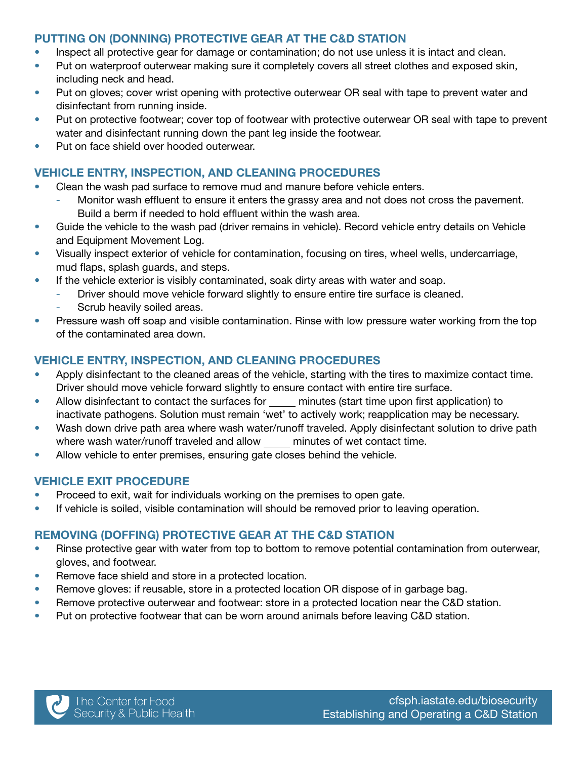## PUTTING ON (DONNING) PROTECTIVE GEAR AT THE C&D STATION

- Inspect all protective gear for damage or contamination; do not use unless it is intact and clean.
- Put on waterproof outerwear making sure it completely covers all street clothes and exposed skin, including neck and head.
- Put on gloves; cover wrist opening with protective outerwear OR seal with tape to prevent water and disinfectant from running inside.
- Put on protective footwear; cover top of footwear with protective outerwear OR seal with tape to prevent water and disinfectant running down the pant leg inside the footwear.
- Put on face shield over hooded outerwear.

## VEHICLE ENTRY, INSPECTION, AND CLEANING PROCEDURES

- Clean the wash pad surface to remove mud and manure before vehicle enters.
  - Monitor wash effluent to ensure it enters the grassy area and not does not cross the pavement. Build a berm if needed to hold effluent within the wash area.
- Guide the vehicle to the wash pad (driver remains in vehicle). Record vehicle entry details on Vehicle and Equipment Movement Log.
- Visually inspect exterior of vehicle for contamination, focusing on tires, wheel wells, undercarriage, mud flaps, splash guards, and steps.
- If the vehicle exterior is visibly contaminated, soak dirty areas with water and soap.
  - Driver should move vehicle forward slightly to ensure entire tire surface is cleaned.
  - Scrub heavily soiled areas.
- Pressure wash off soap and visible contamination. Rinse with low pressure water working from the top of the contaminated area down.

## VEHICLE ENTRY, INSPECTION, AND CLEANING PROCEDURES

- Apply disinfectant to the cleaned areas of the vehicle, starting with the tires to maximize contact time. Driver should move vehicle forward slightly to ensure contact with entire tire surface.
- Allow disinfectant to contact the surfaces for _____ minutes (start time upon first application) to inactivate pathogens. Solution must remain 'wet' to actively work; reapplication may be necessary.
- Wash down drive path area where wash water/runoff traveled. Apply disinfectant solution to drive path where wash water/runoff traveled and allow _____ minutes of wet contact time.
- Allow vehicle to enter premises, ensuring gate closes behind the vehicle.

## VEHICLE EXIT PROCEDURE

- Proceed to exit, wait for individuals working on the premises to open gate.
- If vehicle is soiled, visible contamination will should be removed prior to leaving operation.

## REMOVING (DOFFING) PROTECTIVE GEAR AT THE C&D STATION

- Rinse protective gear with water from top to bottom to remove potential contamination from outerwear, gloves, and footwear.
- Remove face shield and store in a protected location.
- Remove gloves: if reusable, store in a protected location OR dispose of in garbage bag.
- Remove protective outerwear and footwear: store in a protected location near the C&D station.
- Put on protective footwear that can be worn around animals before leaving C&D station.